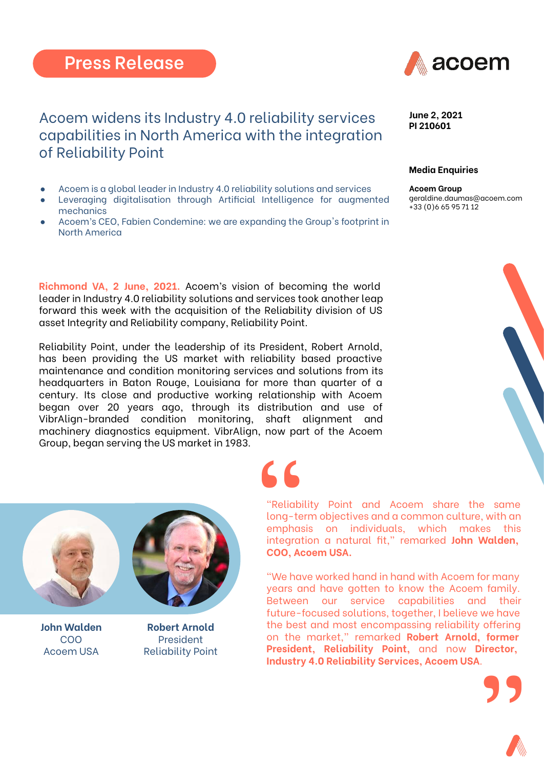Press Release

acoem

# Acoem widens its Industry 4.0 reliability services capabilities in North America with the integration of Reliability Point

**June 2, 2021**
**PI 210601**

**Media Enquiries**

**Acoem Group**
geraldine.daumas@acoem.com
+33 (0)6 65 95 71 12

- Acoem is a global leader in Industry 4.0 reliability solutions and services
- Leveraging digitalisation through Artificial Intelligence for augmented mechanics
- Acoem's CEO, Fabien Condemine: we are expanding the Group's footprint in North America

**Richmond VA, 2 June, 2021.** Acoem's vision of becoming the world leader in Industry 4.0 reliability solutions and services took another leap forward this week with the acquisition of the Reliability division of US asset Integrity and Reliability company, Reliability Point.

Reliability Point, under the leadership of its President, Robert Arnold, has been providing the US market with reliability based proactive maintenance and condition monitoring services and solutions from its headquarters in Baton Rouge, Louisiana for more than quarter of a century. Its close and productive working relationship with Acoem began over 20 years ago, through its distribution and use of VibrAlign-branded condition monitoring, shaft alignment and machinery diagnostics equipment. VibrAlign, now part of the Acoem Group, began serving the US market in 1983.

**John Walden**
COO
Acoem USA

**Robert Arnold**
President
Reliability Point

"Reliability Point and Acoem share the same long-term objectives and a common culture, with an emphasis on individuals, which makes this integration a natural fit," remarked **John Walden, COO, Acoem USA.**

"We have worked hand in hand with Acoem for many years and have gotten to know the Acoem family. Between our service capabilities and their future-focused solutions, together, I believe we have the best and most encompassing reliability offering on the market," remarked **Robert Arnold, former President, Reliability Point,** and now **Director, Industry 4.0 Reliability Services, Acoem USA**.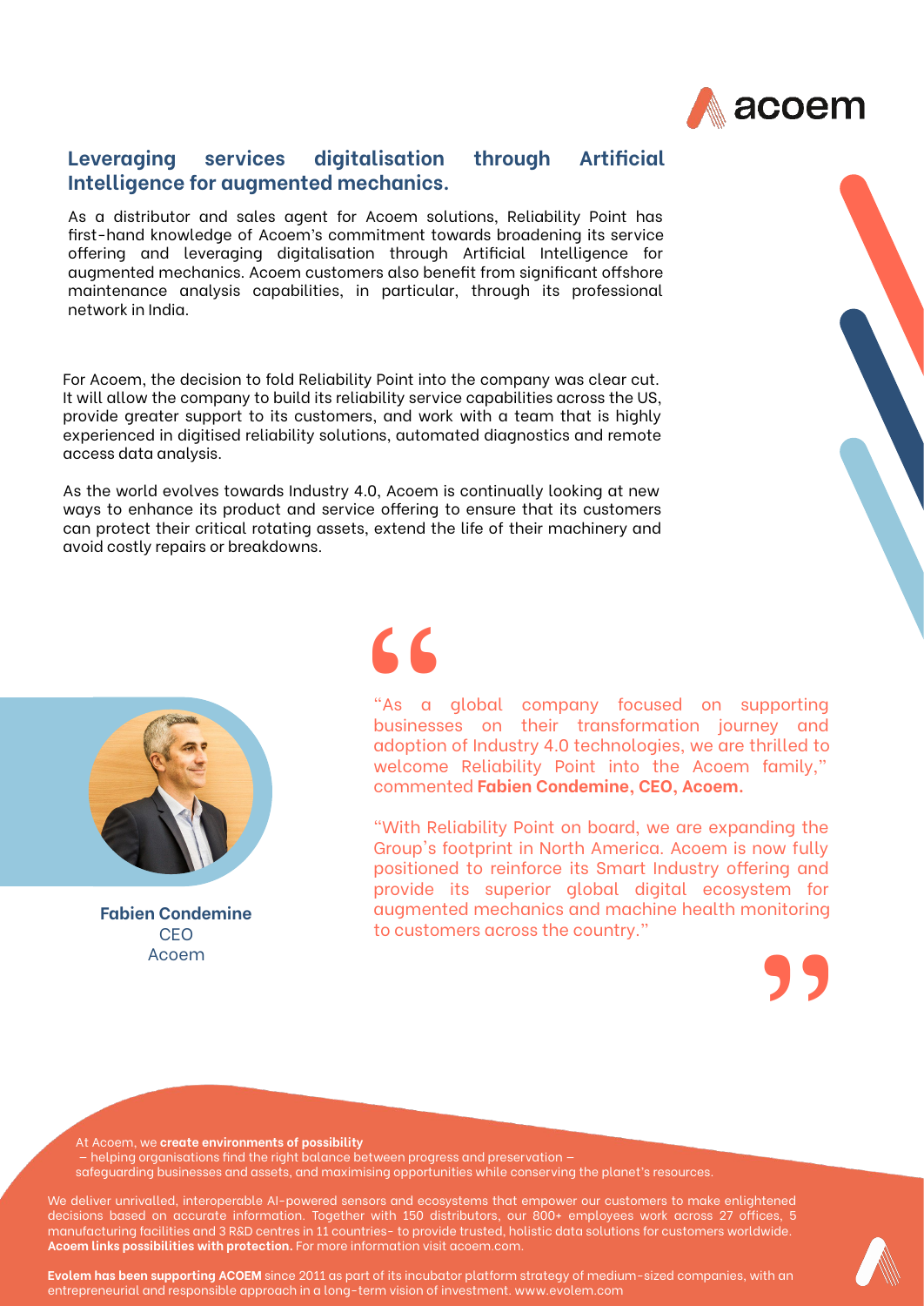## Leveraging services digitalisation through Artificial Intelligence for augmented mechanics.

As a distributor and sales agent for Acoem solutions, Reliability Point has first-hand knowledge of Acoem's commitment towards broadening its service offering and leveraging digitalisation through Artificial Intelligence for augmented mechanics. Acoem customers also benefit from significant offshore maintenance analysis capabilities, in particular, through its professional network in India.

For Acoem, the decision to fold Reliability Point into the company was clear cut. It will allow the company to build its reliability service capabilities across the US, provide greater support to its customers, and work with a team that is highly experienced in digitised reliability solutions, automated diagnostics and remote access data analysis.

As the world evolves towards Industry 4.0, Acoem is continually looking at new ways to enhance its product and service offering to ensure that its customers can protect their critical rotating assets, extend the life of their machinery and avoid costly repairs or breakdowns.

"As a global company focused on supporting businesses on their transformation journey and adoption of Industry 4.0 technologies, we are thrilled to welcome Reliability Point into the Acoem family," commented **Fabien Condemine, CEO, Acoem.**

"With Reliability Point on board, we are expanding the Group's footprint in North America. Acoem is now fully positioned to reinforce its Smart Industry offering and provide its superior global digital ecosystem for augmented mechanics and machine health monitoring to customers across the country."

**Fabien Condemine**
CEO
Acoem

At Acoem, we **create environments of possibility**
– helping organisations find the right balance between progress and preservation –
safeguarding businesses and assets, and maximising opportunities while conserving the planet's resources.

We deliver unrivalled, interoperable AI-powered sensors and ecosystems that empower our customers to make enlightened decisions based on accurate information. Together with 150 distributors, our 800+ employees work across 27 offices, 5 manufacturing facilities and 3 R&D centres in 11 countries- to provide trusted, holistic data solutions for customers worldwide. **Acoem links possibilities with protection.** For more information visit acoem.com.

**Evolem has been supporting ACOEM** since 2011 as part of its incubator platform strategy of medium-sized companies, with an entrepreneurial and responsible approach in a long-term vision of investment. www.evolem.com